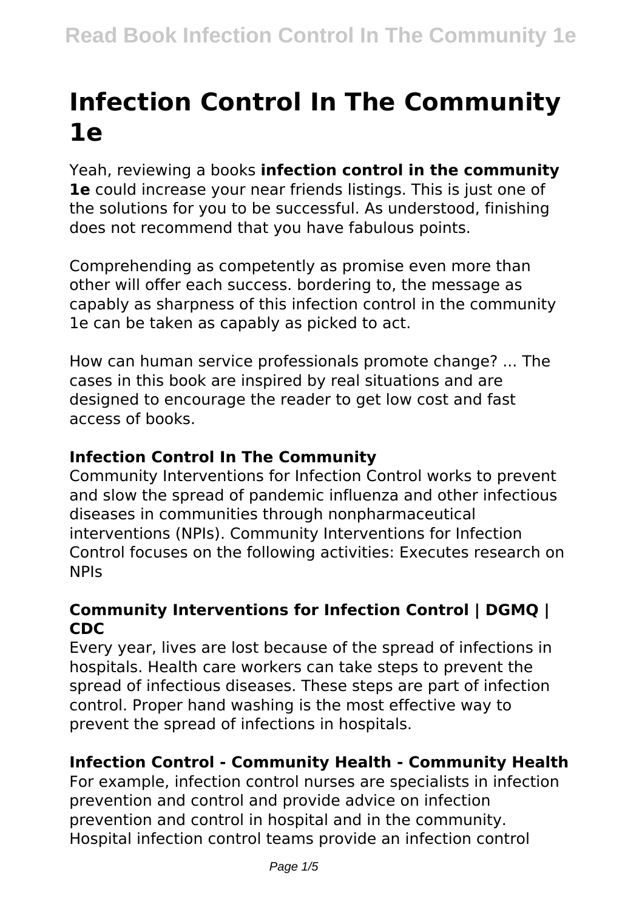# Infection Control In The Community 1e

Yeah, reviewing a books **infection control in the community 1e** could increase your near friends listings. This is just one of the solutions for you to be successful. As understood, finishing does not recommend that you have fabulous points.

Comprehending as competently as promise even more than other will offer each success. bordering to, the message as capably as sharpness of this infection control in the community 1e can be taken as capably as picked to act.

How can human service professionals promote change? ... The cases in this book are inspired by real situations and are designed to encourage the reader to get low cost and fast access of books.

### Infection Control In The Community

Community Interventions for Infection Control works to prevent and slow the spread of pandemic influenza and other infectious diseases in communities through nonpharmaceutical interventions (NPIs). Community Interventions for Infection Control focuses on the following activities: Executes research on NPIs

### Community Interventions for Infection Control | DGMQ | CDC

Every year, lives are lost because of the spread of infections in hospitals. Health care workers can take steps to prevent the spread of infectious diseases. These steps are part of infection control. Proper hand washing is the most effective way to prevent the spread of infections in hospitals.

### Infection Control - Community Health - Community Health

For example, infection control nurses are specialists in infection prevention and control and provide advice on infection prevention and control in hospital and in the community. Hospital infection control teams provide an infection control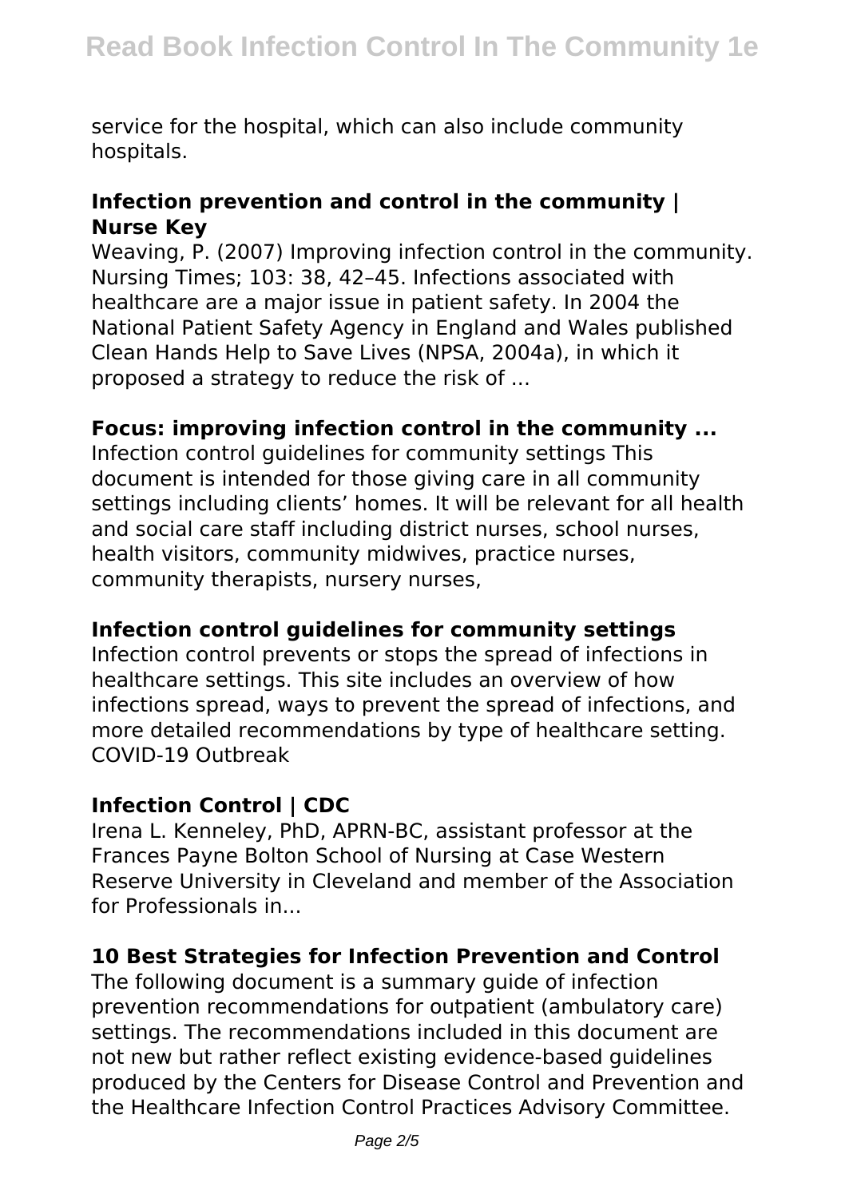service for the hospital, which can also include community hospitals.

## Infection prevention and control in the community | Nurse Key

Weaving, P. (2007) Improving infection control in the community. Nursing Times; 103: 38, 42–45. Infections associated with healthcare are a major issue in patient safety. In 2004 the National Patient Safety Agency in England and Wales published Clean Hands Help to Save Lives (NPSA, 2004a), in which it proposed a strategy to reduce the risk of ...

## Focus: improving infection control in the community ...

Infection control guidelines for community settings This document is intended for those giving care in all community settings including clients' homes. It will be relevant for all health and social care staff including district nurses, school nurses, health visitors, community midwives, practice nurses, community therapists, nursery nurses,

## Infection control guidelines for community settings

Infection control prevents or stops the spread of infections in healthcare settings. This site includes an overview of how infections spread, ways to prevent the spread of infections, and more detailed recommendations by type of healthcare setting. COVID-19 Outbreak

## Infection Control | CDC

Irena L. Kenneley, PhD, APRN-BC, assistant professor at the Frances Payne Bolton School of Nursing at Case Western Reserve University in Cleveland and member of the Association for Professionals in...

## 10 Best Strategies for Infection Prevention and Control

The following document is a summary guide of infection prevention recommendations for outpatient (ambulatory care) settings. The recommendations included in this document are not new but rather reflect existing evidence-based guidelines produced by the Centers for Disease Control and Prevention and the Healthcare Infection Control Practices Advisory Committee.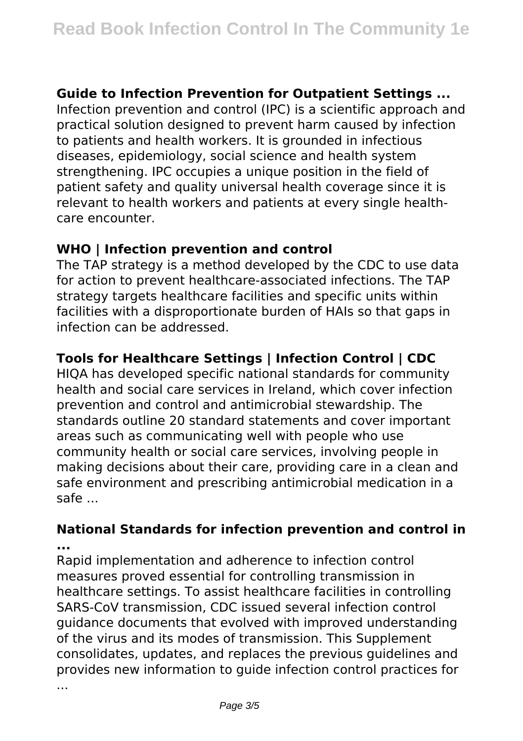### Guide to Infection Prevention for Outpatient Settings ...

Infection prevention and control (IPC) is a scientific approach and practical solution designed to prevent harm caused by infection to patients and health workers. It is grounded in infectious diseases, epidemiology, social science and health system strengthening. IPC occupies a unique position in the field of patient safety and quality universal health coverage since it is relevant to health workers and patients at every single health-care encounter.

### WHO | Infection prevention and control

The TAP strategy is a method developed by the CDC to use data for action to prevent healthcare-associated infections. The TAP strategy targets healthcare facilities and specific units within facilities with a disproportionate burden of HAIs so that gaps in infection can be addressed.

### Tools for Healthcare Settings | Infection Control | CDC

HIQA has developed specific national standards for community health and social care services in Ireland, which cover infection prevention and control and antimicrobial stewardship. The standards outline 20 standard statements and cover important areas such as communicating well with people who use community health or social care services, involving people in making decisions about their care, providing care in a clean and safe environment and prescribing antimicrobial medication in a safe ...

### National Standards for infection prevention and control in ...

Rapid implementation and adherence to infection control measures proved essential for controlling transmission in healthcare settings. To assist healthcare facilities in controlling SARS-CoV transmission, CDC issued several infection control guidance documents that evolved with improved understanding of the virus and its modes of transmission. This Supplement consolidates, updates, and replaces the previous guidelines and provides new information to guide infection control practices for ...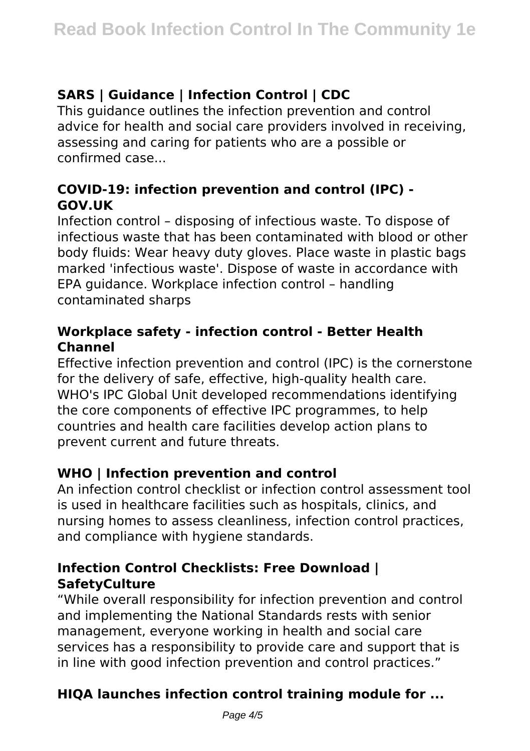### SARS | Guidance | Infection Control | CDC

This guidance outlines the infection prevention and control advice for health and social care providers involved in receiving, assessing and caring for patients who are a possible or confirmed case...

### COVID-19: infection prevention and control (IPC) - GOV.UK

Infection control – disposing of infectious waste. To dispose of infectious waste that has been contaminated with blood or other body fluids: Wear heavy duty gloves. Place waste in plastic bags marked 'infectious waste'. Dispose of waste in accordance with EPA guidance. Workplace infection control – handling contaminated sharps

### Workplace safety - infection control - Better Health Channel

Effective infection prevention and control (IPC) is the cornerstone for the delivery of safe, effective, high-quality health care. WHO's IPC Global Unit developed recommendations identifying the core components of effective IPC programmes, to help countries and health care facilities develop action plans to prevent current and future threats.

### WHO | Infection prevention and control

An infection control checklist or infection control assessment tool is used in healthcare facilities such as hospitals, clinics, and nursing homes to assess cleanliness, infection control practices, and compliance with hygiene standards.

### Infection Control Checklists: Free Download | SafetyCulture

"While overall responsibility for infection prevention and control and implementing the National Standards rests with senior management, everyone working in health and social care services has a responsibility to provide care and support that is in line with good infection prevention and control practices."

### HIQA launches infection control training module for ...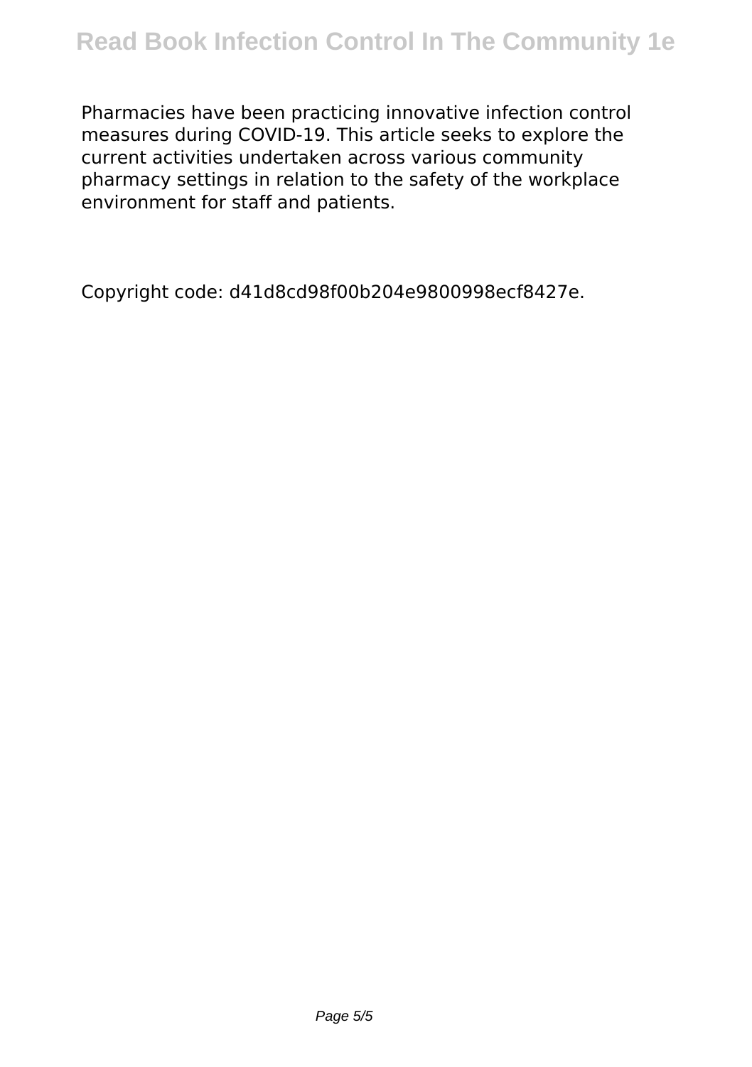Pharmacies have been practicing innovative infection control measures during COVID-19. This article seeks to explore the current activities undertaken across various community pharmacy settings in relation to the safety of the workplace environment for staff and patients.

Copyright code: d41d8cd98f00b204e9800998ecf8427e.